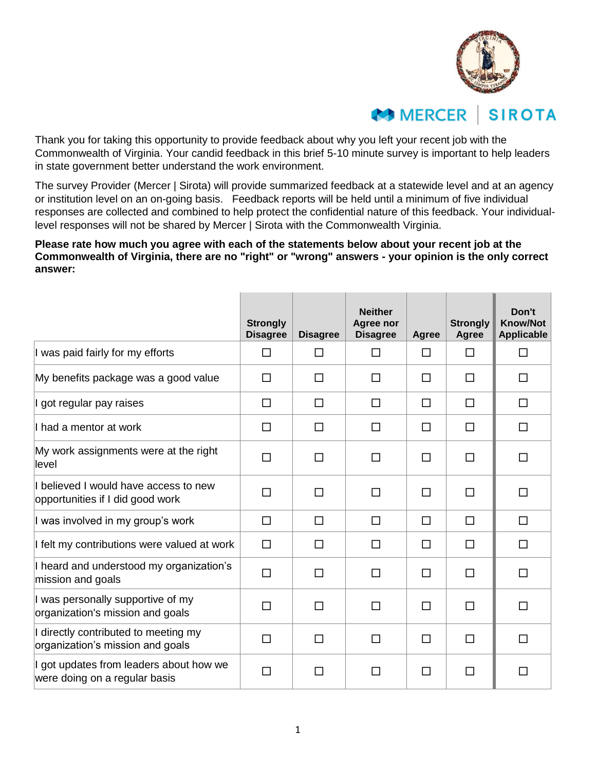MERCER | SIROTA

Thank you for taking this opportunity to provide feedback about why you left your recent job with the Commonwealth of Virginia. Your candid feedback in this brief 5-10 minute survey is important to help leaders in state government better understand the work environment.

The survey Provider (Mercer | Sirota) will provide summarized feedback at a statewide level and at an agency or institution level on an on-going basis. Feedback reports will be held until a minimum of five individual responses are collected and combined to help protect the confidential nature of this feedback. Your individual-level responses will not be shared by Mercer | Sirota with the Commonwealth Virginia.

**Please rate how much you agree with each of the statements below about your recent job at the Commonwealth of Virginia, there are no "right" or "wrong" answers - your opinion is the only correct answer:**

| | Strongly Disagree | Disagree | Neither Agree nor Disagree | Agree | Strongly Agree | Don't Know/Not Applicable |
|---|---|---|---|---|---|---|
| I was paid fairly for my efforts | ☐ | ☐ | ☐ | ☐ | ☐ | ☐ |
| My benefits package was a good value | ☐ | ☐ | ☐ | ☐ | ☐ | ☐ |
| I got regular pay raises | ☐ | ☐ | ☐ | ☐ | ☐ | ☐ |
| I had a mentor at work | ☐ | ☐ | ☐ | ☐ | ☐ | ☐ |
| My work assignments were at the right level | ☐ | ☐ | ☐ | ☐ | ☐ | ☐ |
| I believed I would have access to new opportunities if I did good work | ☐ | ☐ | ☐ | ☐ | ☐ | ☐ |
| I was involved in my group's work | ☐ | ☐ | ☐ | ☐ | ☐ | ☐ |
| I felt my contributions were valued at work | ☐ | ☐ | ☐ | ☐ | ☐ | ☐ |
| I heard and understood my organization's mission and goals | ☐ | ☐ | ☐ | ☐ | ☐ | ☐ |
| I was personally supportive of my organization's mission and goals | ☐ | ☐ | ☐ | ☐ | ☐ | ☐ |
| I directly contributed to meeting my organization's mission and goals | ☐ | ☐ | ☐ | ☐ | ☐ | ☐ |
| I got updates from leaders about how we were doing on a regular basis | ☐ | ☐ | ☐ | ☐ | ☐ | ☐ |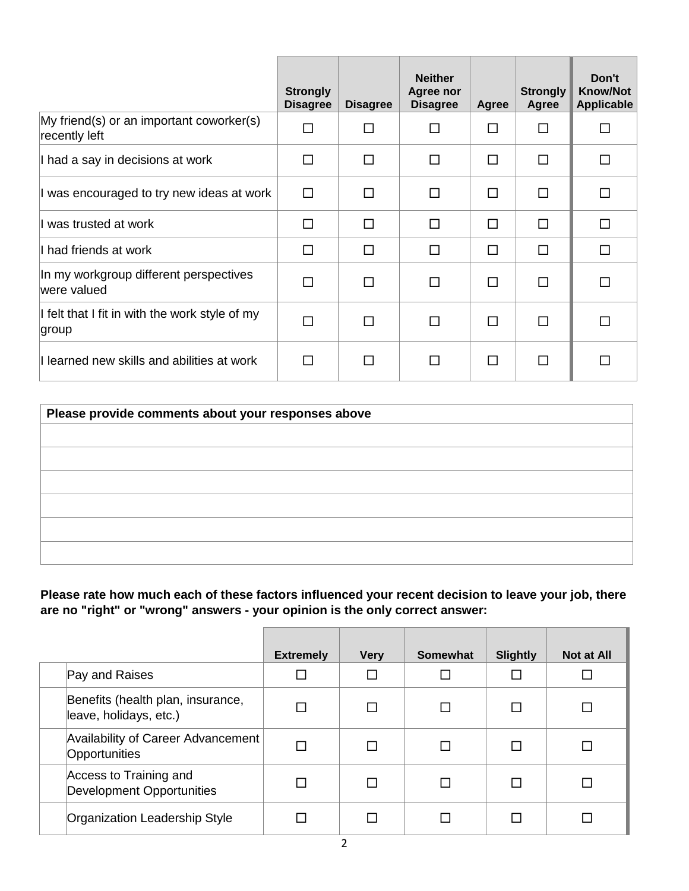| | Strongly Disagree | Disagree | Neither Agree nor Disagree | Agree | Strongly Agree | Don't Know/Not Applicable |
|---|---|---|---|---|---|---|
| My friend(s) or an important coworker(s) recently left | ☐ | ☐ | ☐ | ☐ | ☐ | ☐ |
| I had a say in decisions at work | ☐ | ☐ | ☐ | ☐ | ☐ | ☐ |
| I was encouraged to try new ideas at work | ☐ | ☐ | ☐ | ☐ | ☐ | ☐ |
| I was trusted at work | ☐ | ☐ | ☐ | ☐ | ☐ | ☐ |
| I had friends at work | ☐ | ☐ | ☐ | ☐ | ☐ | ☐ |
| In my workgroup different perspectives were valued | ☐ | ☐ | ☐ | ☐ | ☐ | ☐ |
| I felt that I fit in with the work style of my group | ☐ | ☐ | ☐ | ☐ | ☐ | ☐ |
| I learned new skills and abilities at work | ☐ | ☐ | ☐ | ☐ | ☐ | ☐ |

| Please provide comments about your responses above |
|---|
| |
| |
| |
| |
| |
| |

**Please rate how much each of these factors influenced your recent decision to leave your job, there are no "right" or "wrong" answers - your opinion is the only correct answer:**

| | | Extremely | Very | Somewhat | Slightly | Not at All |
|---|---|---|---|---|---|---|
| | Pay and Raises | ☐ | ☐ | ☐ | ☐ | ☐ |
| | Benefits (health plan, insurance, leave, holidays, etc.) | ☐ | ☐ | ☐ | ☐ | ☐ |
| | Availability of Career Advancement Opportunities | ☐ | ☐ | ☐ | ☐ | ☐ |
| | Access to Training and Development Opportunities | ☐ | ☐ | ☐ | ☐ | ☐ |
| | Organization Leadership Style | ☐ | ☐ | ☐ | ☐ | ☐ |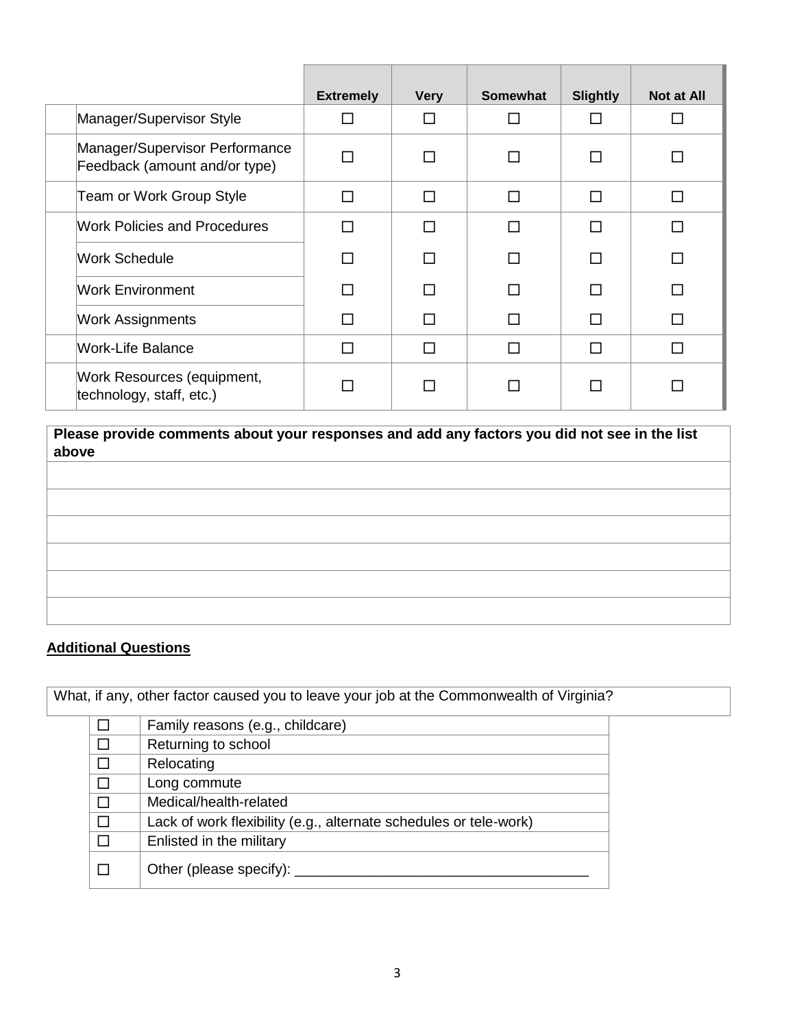| | Extremely | Very | Somewhat | Slightly | Not at All |
|---|---|---|---|---|---|
| Manager/Supervisor Style | ☐ | ☐ | ☐ | ☐ | ☐ |
| Manager/Supervisor Performance Feedback (amount and/or type) | ☐ | ☐ | ☐ | ☐ | ☐ |
| Team or Work Group Style | ☐ | ☐ | ☐ | ☐ | ☐ |
| Work Policies and Procedures | ☐ | ☐ | ☐ | ☐ | ☐ |
| Work Schedule | ☐ | ☐ | ☐ | ☐ | ☐ |
| Work Environment | ☐ | ☐ | ☐ | ☐ | ☐ |
| Work Assignments | ☐ | ☐ | ☐ | ☐ | ☐ |
| Work-Life Balance | ☐ | ☐ | ☐ | ☐ | ☐ |
| Work Resources (equipment, technology, staff, etc.) | ☐ | ☐ | ☐ | ☐ | ☐ |

| **Please provide comments about your responses and add any factors you did not see in the list above** |
|---|
| |
| |
| |
| |
| |
| |

## Additional Questions

What, if any, other factor caused you to leave your job at the Commonwealth of Virginia?

| | |
|---|---|
| ☐ | Family reasons (e.g., childcare) |
| ☐ | Returning to school |
| ☐ | Relocating |
| ☐ | Long commute |
| ☐ | Medical/health-related |
| ☐ | Lack of work flexibility (e.g., alternate schedules or tele-work) |
| ☐ | Enlisted in the military |
| ☐ | Other (please specify): ____________________________________ |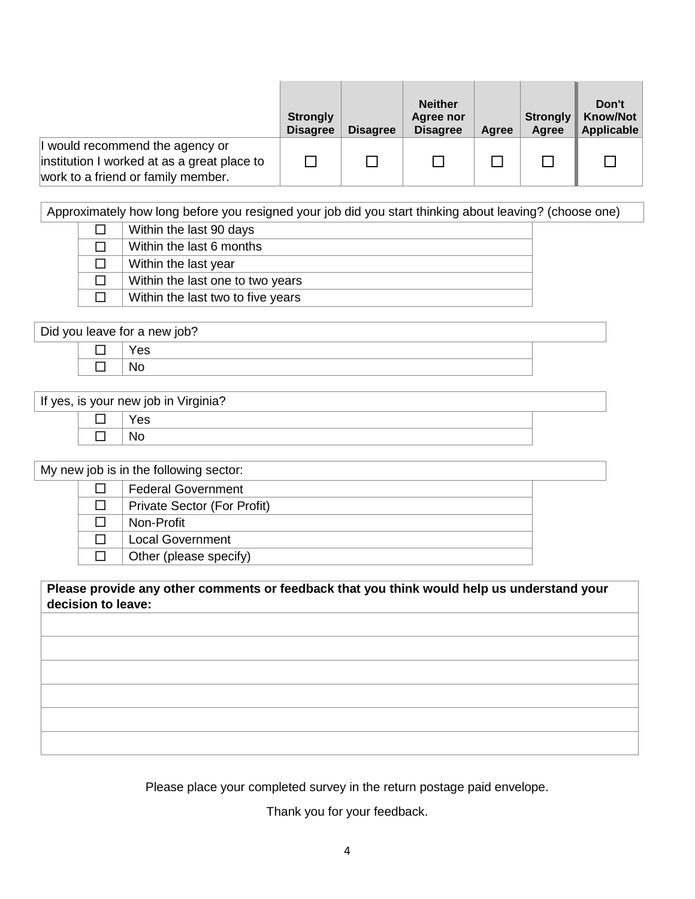| | Strongly Disagree | Disagree | Neither Agree nor Disagree | Agree | Strongly Agree | Don't Know/Not Applicable |
|---|---|---|---|---|---|---|
| I would recommend the agency or institution I worked at as a great place to work to a friend or family member. | ☐ | ☐ | ☐ | ☐ | ☐ | ☐ |

Approximately how long before you resigned your job did you start thinking about leaving? (choose one)

| | |
|---|---|
| ☐ | Within the last 90 days |
| ☐ | Within the last 6 months |
| ☐ | Within the last year |
| ☐ | Within the last one to two years |
| ☐ | Within the last two to five years |

Did you leave for a new job?

| | |
|---|---|
| ☐ | Yes |
| ☐ | No |

If yes, is your new job in Virginia?

| | |
|---|---|
| ☐ | Yes |
| ☐ | No |

My new job is in the following sector:

| | |
|---|---|
| ☐ | Federal Government |
| ☐ | Private Sector (For Profit) |
| ☐ | Non-Profit |
| ☐ | Local Government |
| ☐ | Other (please specify) |

**Please provide any other comments or feedback that you think would help us understand your decision to leave:**

| |
|---|
| |
| |
| |
| |
| |
| |

Please place your completed survey in the return postage paid envelope.

Thank you for your feedback.